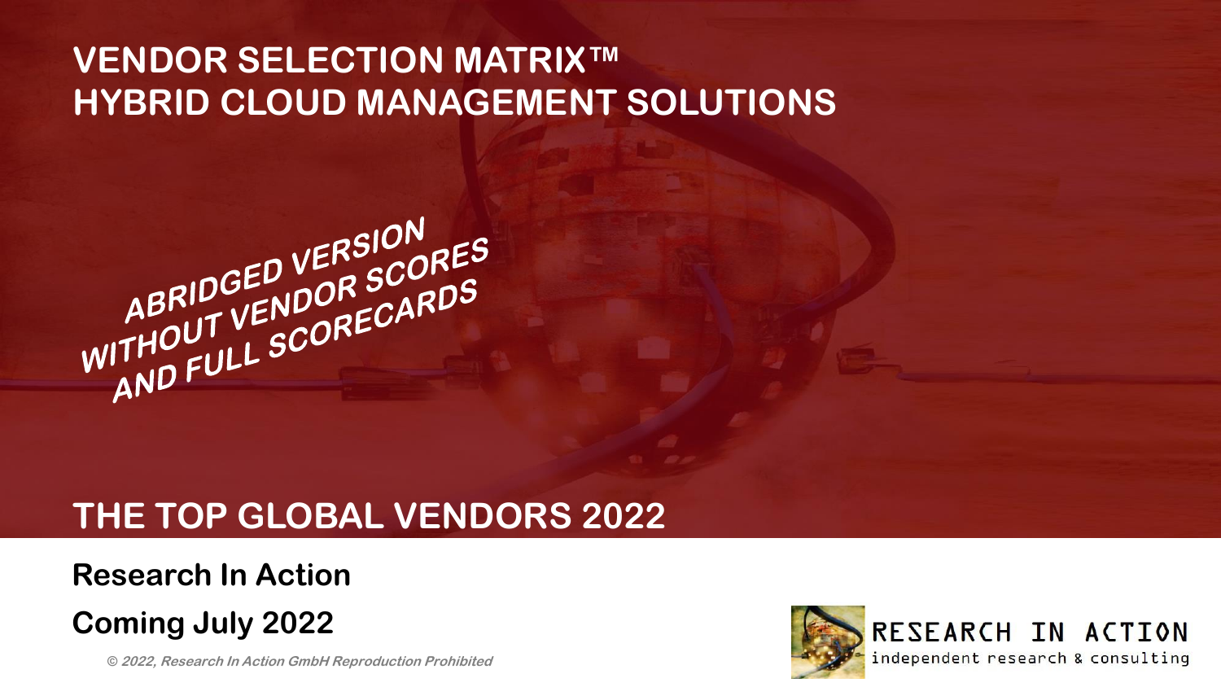# VENDOR SELECTION MATRIX™
# HYBRID CLOUD MANAGEMENT SOLUTIONS

***ABRIDGED VERSION WITHOUT VENDOR SCORES AND FULL SCORECARDS***

## THE TOP GLOBAL VENDORS 2022

**Research In Action**

**Coming July 2022**

*© 2022, Research In Action GmbH Reproduction Prohibited*

RESEARCH IN ACTION
independent research & consulting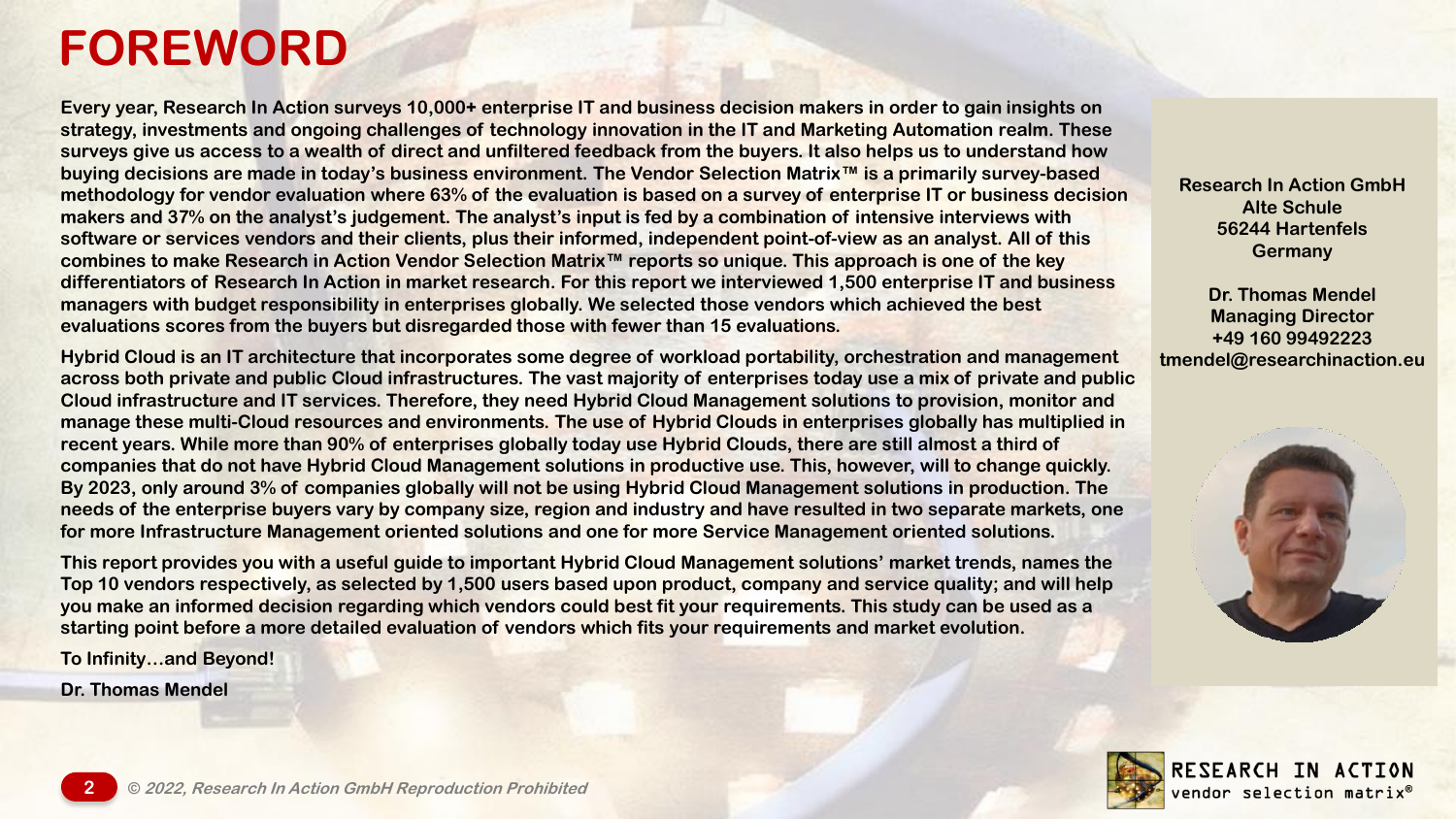# FOREWORD

Every year, Research In Action surveys 10,000+ enterprise IT and business decision makers in order to gain insights on strategy, investments and ongoing challenges of technology innovation in the IT and Marketing Automation realm. These surveys give us access to a wealth of direct and unfiltered feedback from the buyers. It also helps us to understand how buying decisions are made in today's business environment. The Vendor Selection Matrix™ is a primarily survey-based methodology for vendor evaluation where 63% of the evaluation is based on a survey of enterprise IT or business decision makers and 37% on the analyst's judgement. The analyst's input is fed by a combination of intensive interviews with software or services vendors and their clients, plus their informed, independent point-of-view as an analyst. All of this combines to make Research in Action Vendor Selection Matrix™ reports so unique. This approach is one of the key differentiators of Research In Action in market research. For this report we interviewed 1,500 enterprise IT and business managers with budget responsibility in enterprises globally. We selected those vendors which achieved the best evaluations scores from the buyers but disregarded those with fewer than 15 evaluations.

Hybrid Cloud is an IT architecture that incorporates some degree of workload portability, orchestration and management across both private and public Cloud infrastructures. The vast majority of enterprises today use a mix of private and public Cloud infrastructure and IT services. Therefore, they need Hybrid Cloud Management solutions to provision, monitor and manage these multi-Cloud resources and environments. The use of Hybrid Clouds in enterprises globally has multiplied in recent years. While more than 90% of enterprises globally today use Hybrid Clouds, there are still almost a third of companies that do not have Hybrid Cloud Management solutions in productive use. This, however, will to change quickly. By 2023, only around 3% of companies globally will not be using Hybrid Cloud Management solutions in production. The needs of the enterprise buyers vary by company size, region and industry and have resulted in two separate markets, one for more Infrastructure Management oriented solutions and one for more Service Management oriented solutions.

This report provides you with a useful guide to important Hybrid Cloud Management solutions' market trends, names the Top 10 vendors respectively, as selected by 1,500 users based upon product, company and service quality; and will help you make an informed decision regarding which vendors could best fit your requirements. This study can be used as a starting point before a more detailed evaluation of vendors which fits your requirements and market evolution.

To Infinity…and Beyond!

Dr. Thomas Mendel

Research In Action GmbH
Alte Schule
56244 Hartenfels
Germany

Dr. Thomas Mendel
Managing Director
+49 160 99492223
tmendel@researchinaction.eu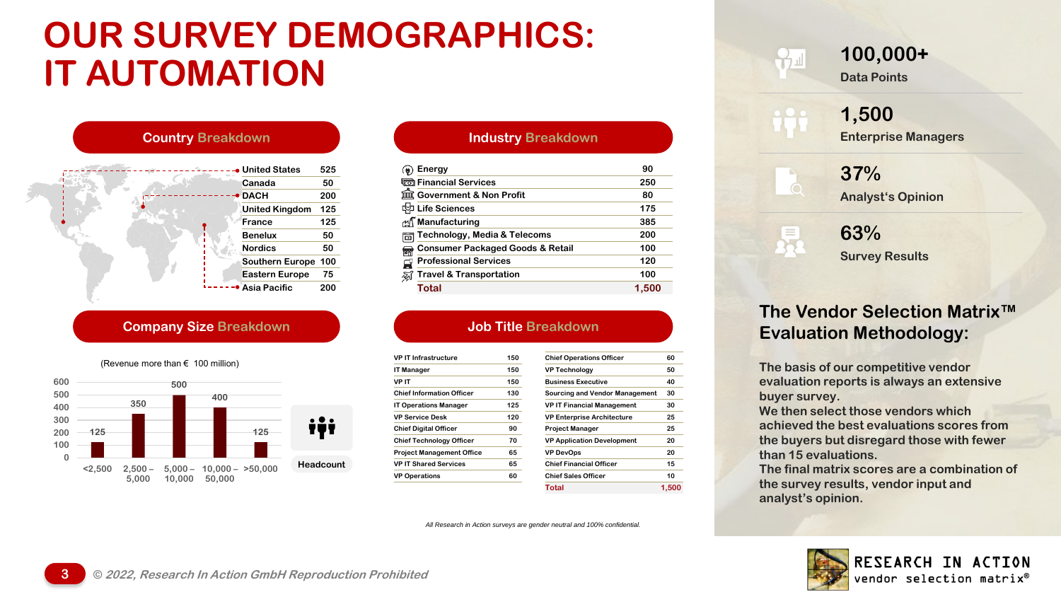# OUR SURVEY DEMOGRAPHICS: IT AUTOMATION

## Country Breakdown

| Country | Count |
|---|---|
| United States | 525 |
| Canada | 50 |
| DACH | 200 |
| United Kingdom | 125 |
| France | 125 |
| Benelux | 50 |
| Nordics | 50 |
| Southern Europe | 100 |
| Eastern Europe | 75 |
| Asia Pacific | 200 |

## Industry Breakdown

| Industry | Count |
|---|---|
| Energy | 90 |
| Financial Services | 250 |
| Government & Non Profit | 80 |
| Life Sciences | 175 |
| Manufacturing | 385 |
| Technology, Media & Telecoms | 200 |
| Consumer Packaged Goods & Retail | 100 |
| Professional Services | 120 |
| Travel & Transportation | 100 |
| **Total** | **1,500** |

## Company Size Breakdown

(Revenue more than € 100 million)

| Headcount | Count |
|---|---|
| <2,500 | 125 |
| 2,500 – 5,000 | 350 |
| 5,000 – 10,000 | 500 |
| 10,000 – 50,000 | 400 |
| >50,000 | 125 |

## Job Title Breakdown

| Job Title | Count |
|---|---|
| VP IT Infrastructure | 150 |
| IT Manager | 150 |
| VP IT | 150 |
| Chief Information Officer | 130 |
| IT Operations Manager | 125 |
| VP Service Desk | 120 |
| Chief Digital Officer | 90 |
| Chief Technology Officer | 70 |
| Project Management Office | 65 |
| VP IT Shared Services | 65 |
| VP Operations | 60 |
| Chief Operations Officer | 60 |
| VP Technology | 50 |
| Business Executive | 40 |
| Sourcing and Vendor Management | 30 |
| VP IT Financial Management | 30 |
| VP Enterprise Architecture | 25 |
| Project Manager | 25 |
| VP Application Development | 20 |
| VP DevOps | 20 |
| Chief Financial Officer | 15 |
| Chief Sales Officer | 10 |
| **Total** | **1,500** |

*All Research in Action surveys are gender neutral and 100% confidential.*

**100,000+**
Data Points

**1,500**
Enterprise Managers

**37%**
Analyst's Opinion

**63%**
Survey Results

## The Vendor Selection Matrix™ Evaluation Methodology:

The basis of our competitive vendor evaluation reports is always an extensive buyer survey.
We then select those vendors which achieved the best evaluations scores from the buyers but disregard those with fewer than 15 evaluations.
The final matrix scores are a combination of the survey results, vendor input and analyst's opinion.

© 2022, Research In Action GmbH Reproduction Prohibited

RESEARCH IN ACTION
vendor selection matrix®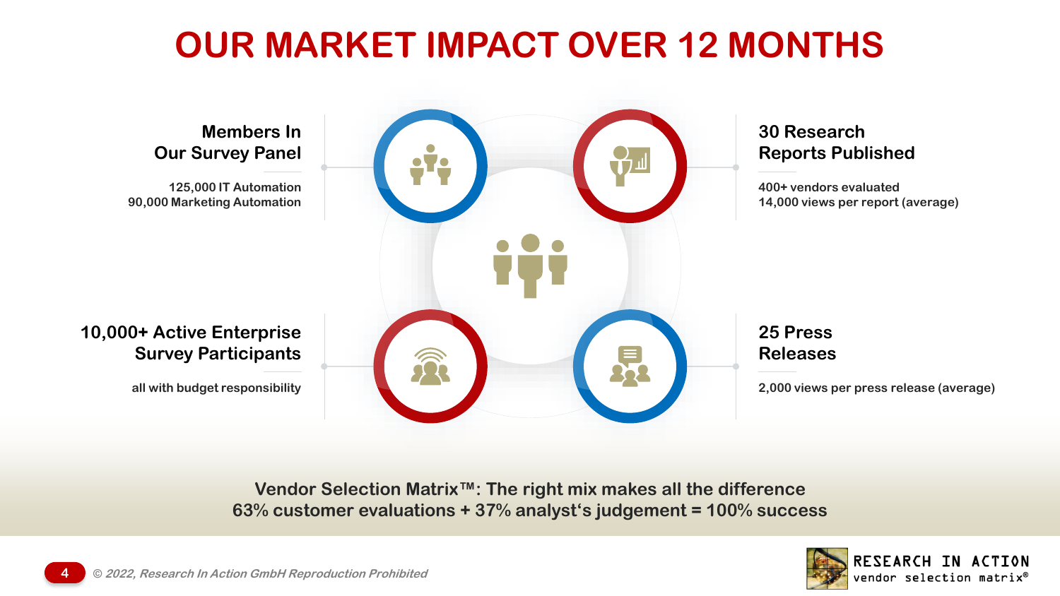# OUR MARKET IMPACT OVER 12 MONTHS

**Members In Our Survey Panel**

125,000 IT Automation
90,000 Marketing Automation

**30 Research Reports Published**

400+ vendors evaluated
14,000 views per report (average)

**10,000+ Active Enterprise Survey Participants**

all with budget responsibility

**25 Press Releases**

2,000 views per press release (average)

**Vendor Selection Matrix™: The right mix makes all the difference**
**63% customer evaluations + 37% analyst's judgement = 100% success**

*© 2022, Research In Action GmbH Reproduction Prohibited*

RESEARCH IN ACTION
vendor selection matrix®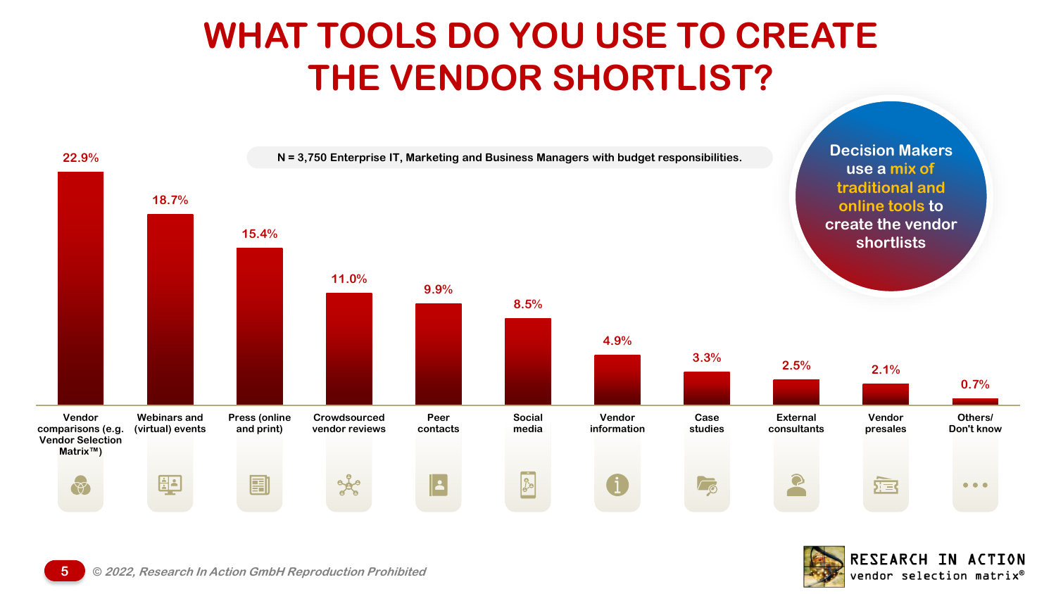# WHAT TOOLS DO YOU USE TO CREATE THE VENDOR SHORTLIST?

N = 3,750 Enterprise IT, Marketing and Business Managers with budget responsibilities.

| Tool | Share |
| --- | --- |
| Vendor comparisons (e.g. Vendor Selection Matrix™) | 22.9% |
| Webinars and (virtual) events | 18.7% |
| Press (online and print) | 15.4% |
| Crowdsourced vendor reviews | 11.0% |
| Peer contacts | 9.9% |
| Social media | 8.5% |
| Vendor information | 4.9% |
| Case studies | 3.3% |
| External consultants | 2.5% |
| Vendor presales | 2.1% |
| Others/ Don't know | 0.7% |

Decision Makers use a mix of traditional and online tools to create the vendor shortlists

*© 2022, Research In Action GmbH Reproduction Prohibited*

RESEARCH IN ACTION vendor selection matrix®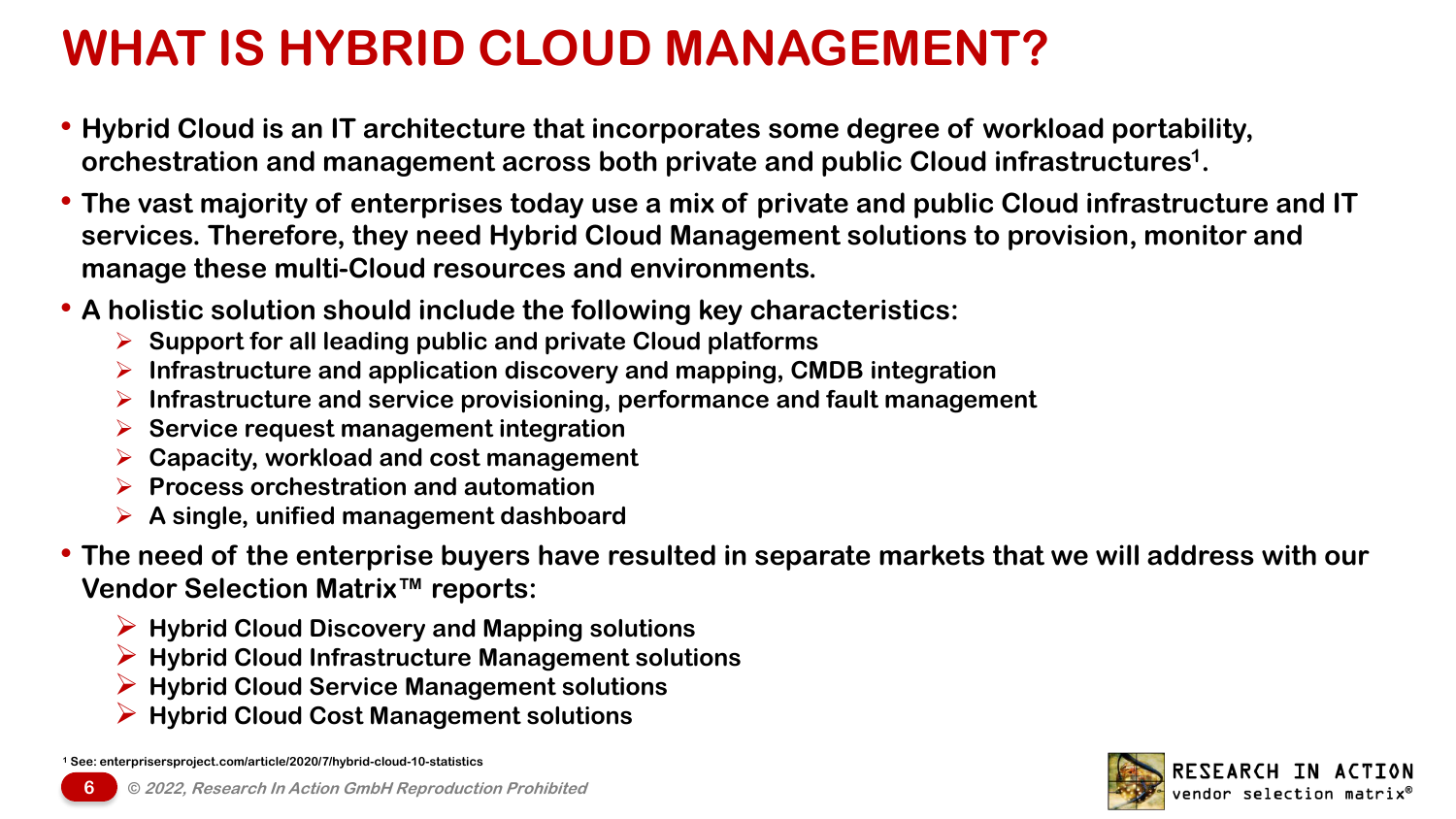# WHAT IS HYBRID CLOUD MANAGEMENT?

- **Hybrid Cloud is an IT architecture that incorporates some degree of workload portability, orchestration and management across both private and public Cloud infrastructures[1].**
- **The vast majority of enterprises today use a mix of private and public Cloud infrastructure and IT services. Therefore, they need Hybrid Cloud Management solutions to provision, monitor and manage these multi-Cloud resources and environments.**
- **A holistic solution should include the following key characteristics:**
  - **Support for all leading public and private Cloud platforms**
  - **Infrastructure and application discovery and mapping, CMDB integration**
  - **Infrastructure and service provisioning, performance and fault management**
  - **Service request management integration**
  - **Capacity, workload and cost management**
  - **Process orchestration and automation**
  - **A single, unified management dashboard**
- **The need of the enterprise buyers have resulted in separate markets that we will address with our Vendor Selection Matrix™ reports:**
  - **Hybrid Cloud Discovery and Mapping solutions**
  - **Hybrid Cloud Infrastructure Management solutions**
  - **Hybrid Cloud Service Management solutions**
  - **Hybrid Cloud Cost Management solutions**

[1] See: enterprisersproject.com/article/2020/7/hybrid-cloud-10-statistics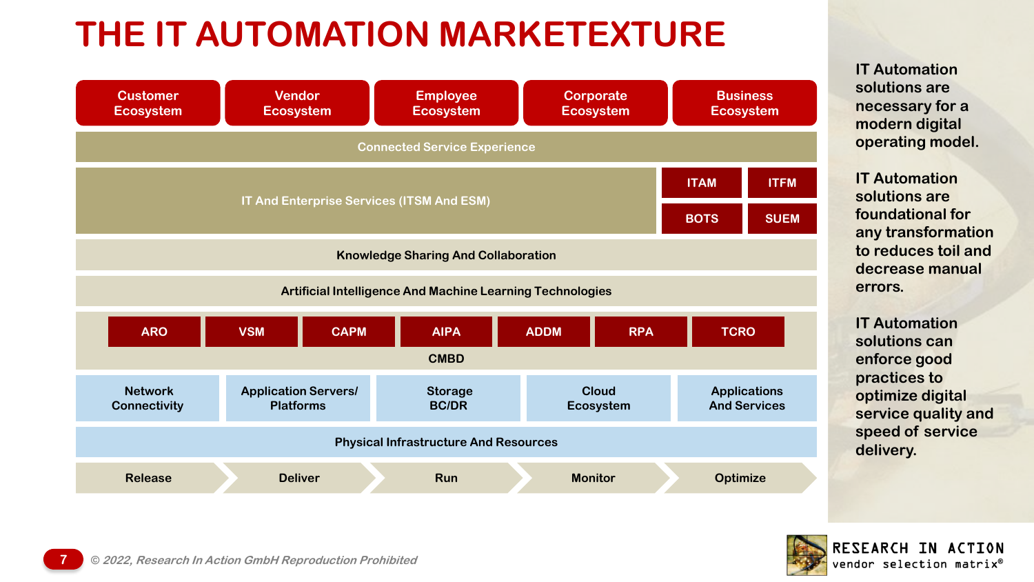# THE IT AUTOMATION MARKETEXTURE

| Customer Ecosystem | Vendor Ecosystem | Employee Ecosystem | Corporate Ecosystem | Business Ecosystem |
|---|---|---|---|---|

**Connected Service Experience**

| IT And Enterprise Services (ITSM And ESM) | ITAM | ITFM |
|---|---|---|
| | BOTS | SUEM |

**Knowledge Sharing And Collaboration**

**Artificial Intelligence And Machine Learning Technologies**

| ARO | VSM | CAPM | AIPA | ADDM | RPA | TCRO |
|---|---|---|---|---|---|---|

**CMBD**

| Network Connectivity | Application Servers/ Platforms | Storage BC/DR | Cloud Ecosystem | Applications And Services |
|---|---|---|---|---|

**Physical Infrastructure And Resources**

Release → Deliver → Run → Monitor → Optimize

IT Automation solutions are necessary for a modern digital operating model.

IT Automation solutions are foundational for any transformation to reduces toil and decrease manual errors.

IT Automation solutions can enforce good practices to optimize digital service quality and speed of service delivery.

*© 2022, Research In Action GmbH Reproduction Prohibited*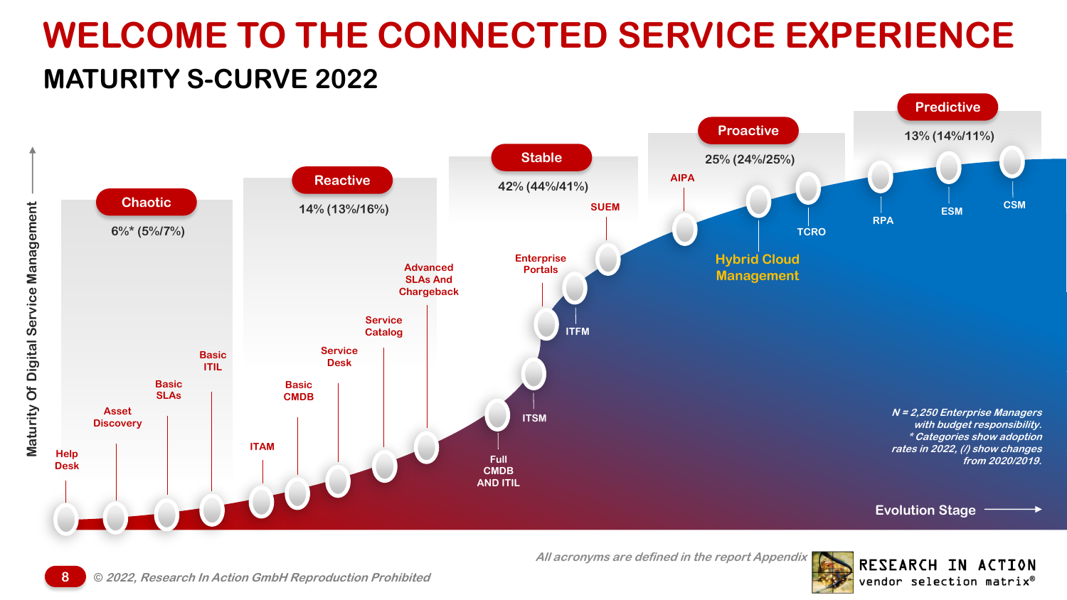# WELCOME TO THE CONNECTED SERVICE EXPERIENCE

## MATURITY S-CURVE 2022

Maturity Of Digital Service Management

**Chaotic** 6%* (5%/7%)
- Help Desk
- Asset Discovery
- Basic SLAs
- Basic ITIL

**Reactive** 14% (13%/16%)
- ITAM
- Basic CMDB
- Service Desk
- Service Catalog
- Advanced SLAs And Chargeback

**Stable** 42% (44%/41%)
- Full CMDB AND ITIL
- ITSM
- Enterprise Portals
- ITFM
- SUEM

**Proactive** 25% (24%/25%)
- AIPA
- Hybrid Cloud Management
- TCRO

**Predictive** 13% (14%/11%)
- RPA
- ESM
- CSM

Evolution Stage

*N = 2,250 Enterprise Managers with budget responsibility.*
*\* Categories show adoption rates in 2022, (/) show changes from 2020/2019.*

*All acronyms are defined in the report Appendix*

© 2022, Research In Action GmbH Reproduction Prohibited

RESEARCH IN ACTION vendor selection matrix®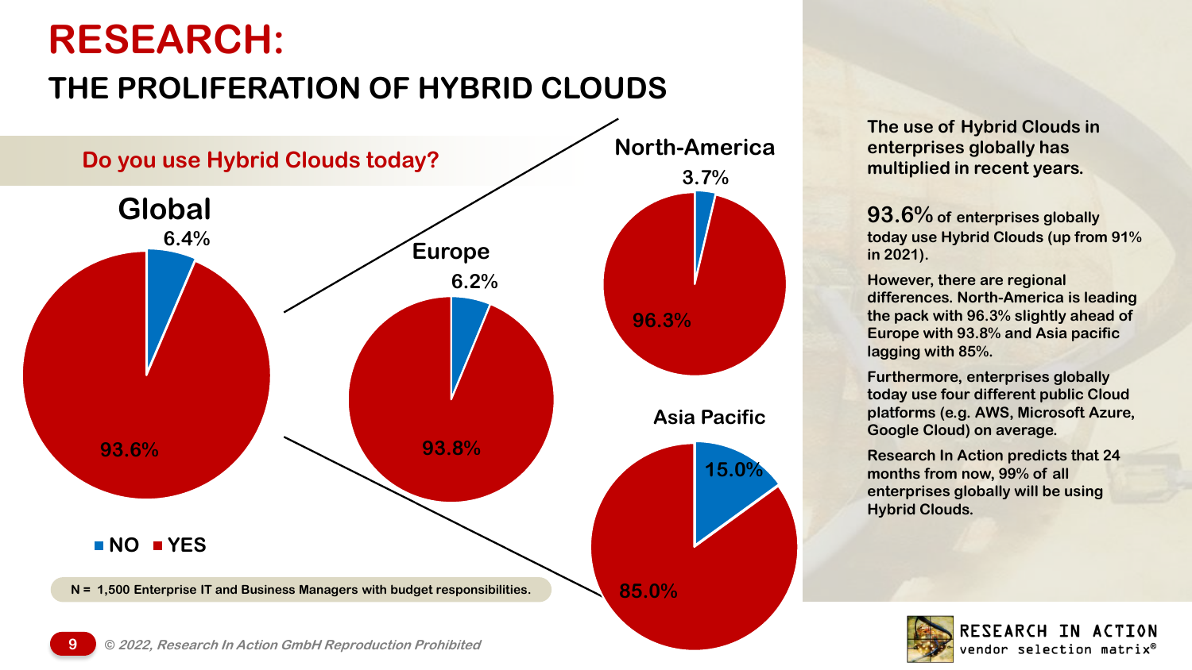# RESEARCH:

## THE PROLIFERATION OF HYBRID CLOUDS

### Do you use Hybrid Clouds today?

| Region | NO | YES |
|---|---|---|
| Global | 6.4% | 93.6% |
| Europe | 6.2% | 93.8% |
| North-America | 3.7% | 96.3% |
| Asia Pacific | 15.0% | 85.0% |

■ NO ■ YES

N = 1,500 Enterprise IT and Business Managers with budget responsibilities.

**The use of Hybrid Clouds in enterprises globally has multiplied in recent years.**

**93.6% of enterprises globally today use Hybrid Clouds (up from 91% in 2021).**

**However, there are regional differences. North-America is leading the pack with 96.3% slightly ahead of Europe with 93.8% and Asia pacific lagging with 85%.**

**Furthermore, enterprises globally today use four different public Cloud platforms (e.g. AWS, Microsoft Azure, Google Cloud) on average.**

**Research In Action predicts that 24 months from now, 99% of all enterprises globally will be using Hybrid Clouds.**

*© 2022, Research In Action GmbH Reproduction Prohibited*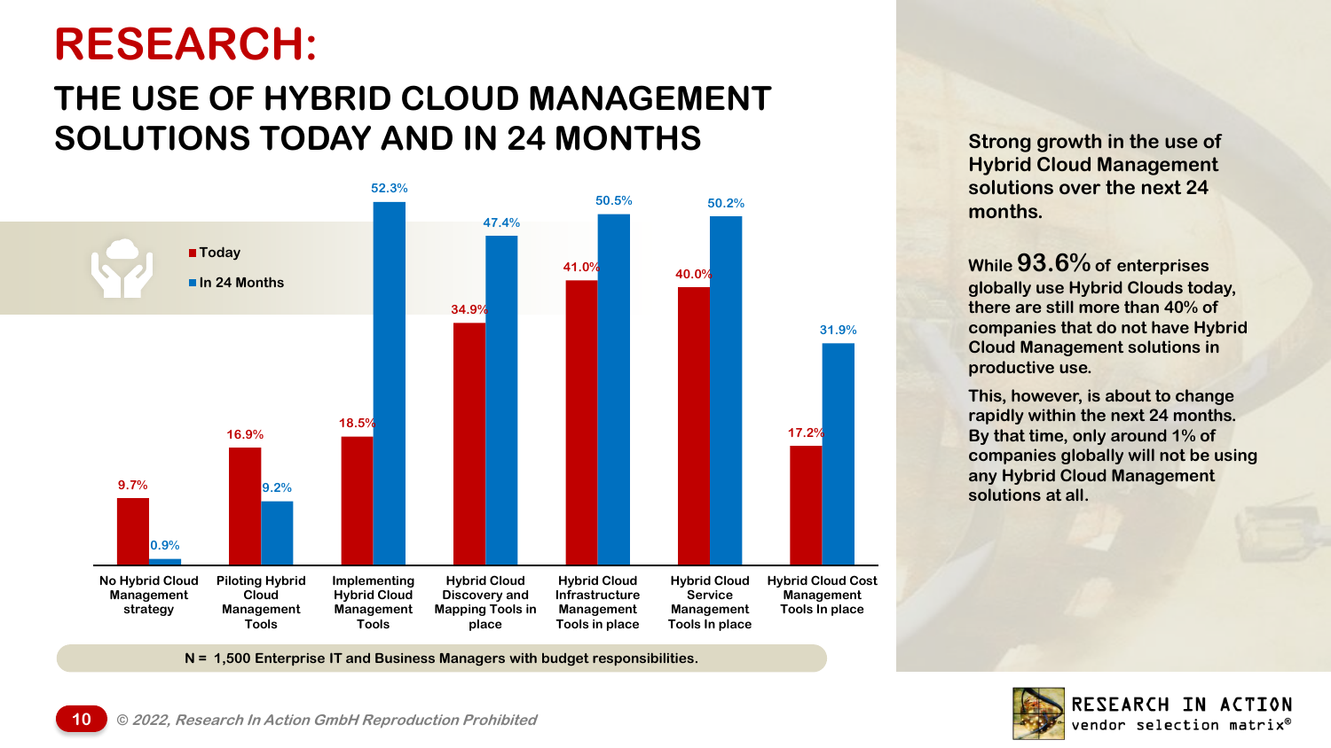# RESEARCH:

## THE USE OF HYBRID CLOUD MANAGEMENT SOLUTIONS TODAY AND IN 24 MONTHS

| | Today | In 24 Months |
|---|---|---|
| No Hybrid Cloud Management strategy | 9.7% | 0.9% |
| Piloting Hybrid Cloud Management Tools | 16.9% | 9.2% |
| Implementing Hybrid Cloud Management Tools | 18.5% | 52.3% |
| Hybrid Cloud Discovery and Mapping Tools in place | 34.9% | 47.4% |
| Hybrid Cloud Infrastructure Management Tools in place | 41.0% | 50.5% |
| Hybrid Cloud Service Management Tools In place | 40.0% | 50.2% |
| Hybrid Cloud Cost Management Tools In place | 17.2% | 31.9% |

N = 1,500 Enterprise IT and Business Managers with budget responsibilities.

**Strong growth in the use of Hybrid Cloud Management solutions over the next 24 months.**

While 93.6% of enterprises globally use Hybrid Clouds today, there are still more than 40% of companies that do not have Hybrid Cloud Management solutions in productive use.

This, however, is about to change rapidly within the next 24 months. By that time, only around 1% of companies globally will not be using any Hybrid Cloud Management solutions at all.

*© 2022, Research In Action GmbH Reproduction Prohibited*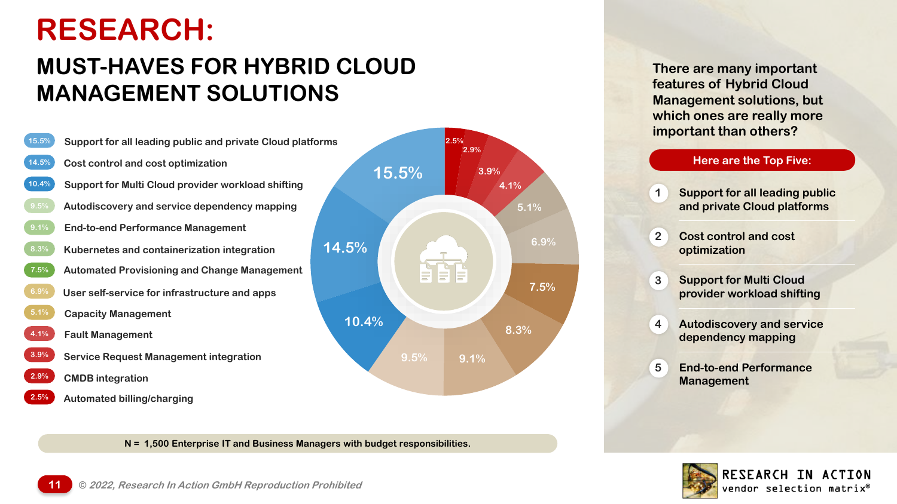# RESEARCH:

## MUST-HAVES FOR HYBRID CLOUD MANAGEMENT SOLUTIONS

| Share | Feature |
|---|---|
| 15.5% | Support for all leading public and private Cloud platforms |
| 14.5% | Cost control and cost optimization |
| 10.4% | Support for Multi Cloud provider workload shifting |
| 9.5% | Autodiscovery and service dependency mapping |
| 9.1% | End-to-end Performance Management |
| 8.3% | Kubernetes and containerization integration |
| 7.5% | Automated Provisioning and Change Management |
| 6.9% | User self-service for infrastructure and apps |
| 5.1% | Capacity Management |
| 4.1% | Fault Management |
| 3.9% | Service Request Management integration |
| 2.9% | CMDB integration |
| 2.5% | Automated billing/charging |

N = 1,500 Enterprise IT and Business Managers with budget responsibilities.

There are many important features of Hybrid Cloud Management solutions, but which ones are really more important than others?

**Here are the Top Five:**

1. Support for all leading public and private Cloud platforms
2. Cost control and cost optimization
3. Support for Multi Cloud provider workload shifting
4. Autodiscovery and service dependency mapping
5. End-to-end Performance Management

*© 2022, Research In Action GmbH Reproduction Prohibited*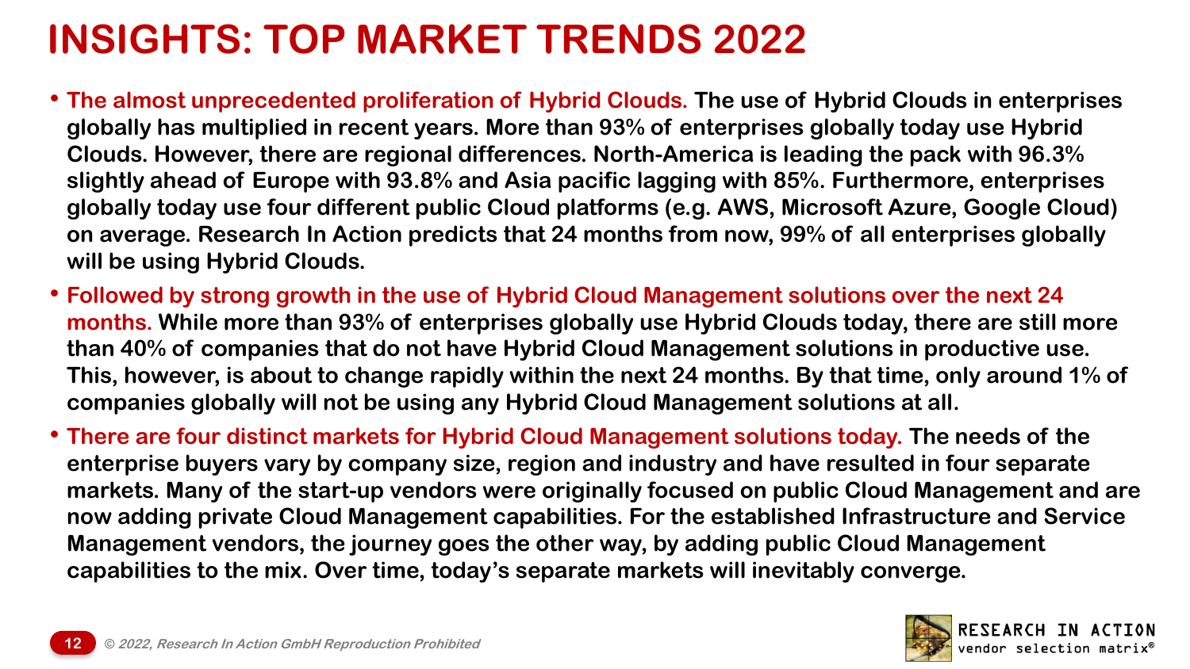# INSIGHTS: TOP MARKET TRENDS 2022

- **The almost unprecedented proliferation of Hybrid Clouds.** The use of Hybrid Clouds in enterprises globally has multiplied in recent years. More than 93% of enterprises globally today use Hybrid Clouds. However, there are regional differences. North-America is leading the pack with 96.3% slightly ahead of Europe with 93.8% and Asia pacific lagging with 85%. Furthermore, enterprises globally today use four different public Cloud platforms (e.g. AWS, Microsoft Azure, Google Cloud) on average. Research In Action predicts that 24 months from now, 99% of all enterprises globally will be using Hybrid Clouds.
- **Followed by strong growth in the use of Hybrid Cloud Management solutions over the next 24 months.** While more than 93% of enterprises globally use Hybrid Clouds today, there are still more than 40% of companies that do not have Hybrid Cloud Management solutions in productive use. This, however, is about to change rapidly within the next 24 months. By that time, only around 1% of companies globally will not be using any Hybrid Cloud Management solutions at all.
- **There are four distinct markets for Hybrid Cloud Management solutions today.** The needs of the enterprise buyers vary by company size, region and industry and have resulted in four separate markets. Many of the start-up vendors were originally focused on public Cloud Management and are now adding private Cloud Management capabilities. For the established Infrastructure and Service Management vendors, the journey goes the other way, by adding public Cloud Management capabilities to the mix. Over time, today's separate markets will inevitably converge.

*© 2022, Research In Action GmbH Reproduction Prohibited*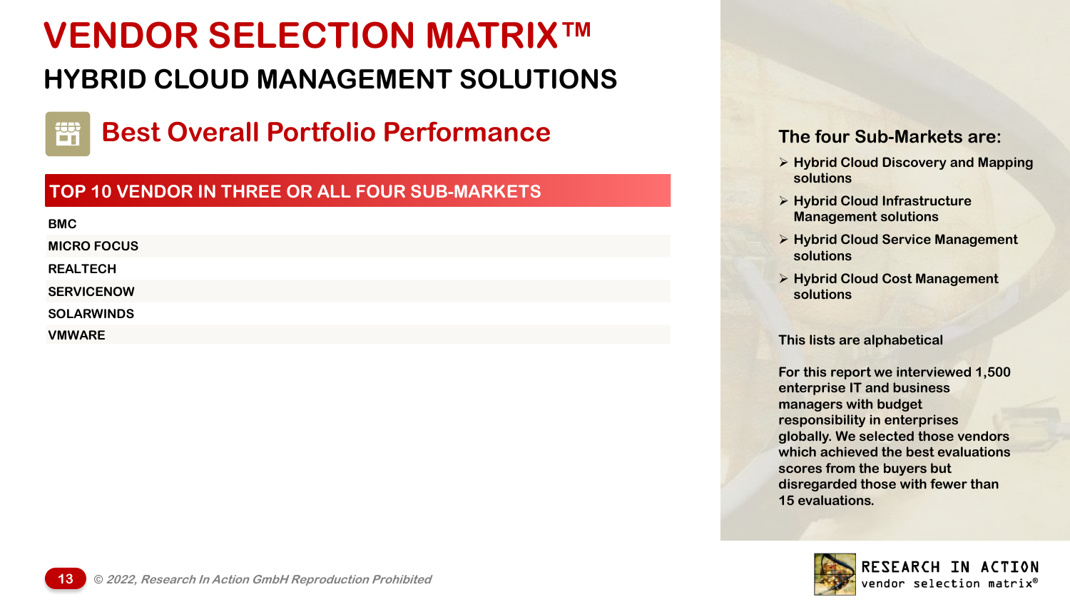# VENDOR SELECTION MATRIX™

## HYBRID CLOUD MANAGEMENT SOLUTIONS

### Best Overall Portfolio Performance

| TOP 10 VENDOR IN THREE OR ALL FOUR SUB-MARKETS |
| --- |
| BMC |
| MICRO FOCUS |
| REALTECH |
| SERVICENOW |
| SOLARWINDS |
| VMWARE |

**The four Sub-Markets are:**

- Hybrid Cloud Discovery and Mapping solutions
- Hybrid Cloud Infrastructure Management solutions
- Hybrid Cloud Service Management solutions
- Hybrid Cloud Cost Management solutions

This lists are alphabetical

For this report we interviewed 1,500 enterprise IT and business managers with budget responsibility in enterprises globally. We selected those vendors which achieved the best evaluations scores from the buyers but disregarded those with fewer than 15 evaluations.

*© 2022, Research In Action GmbH Reproduction Prohibited*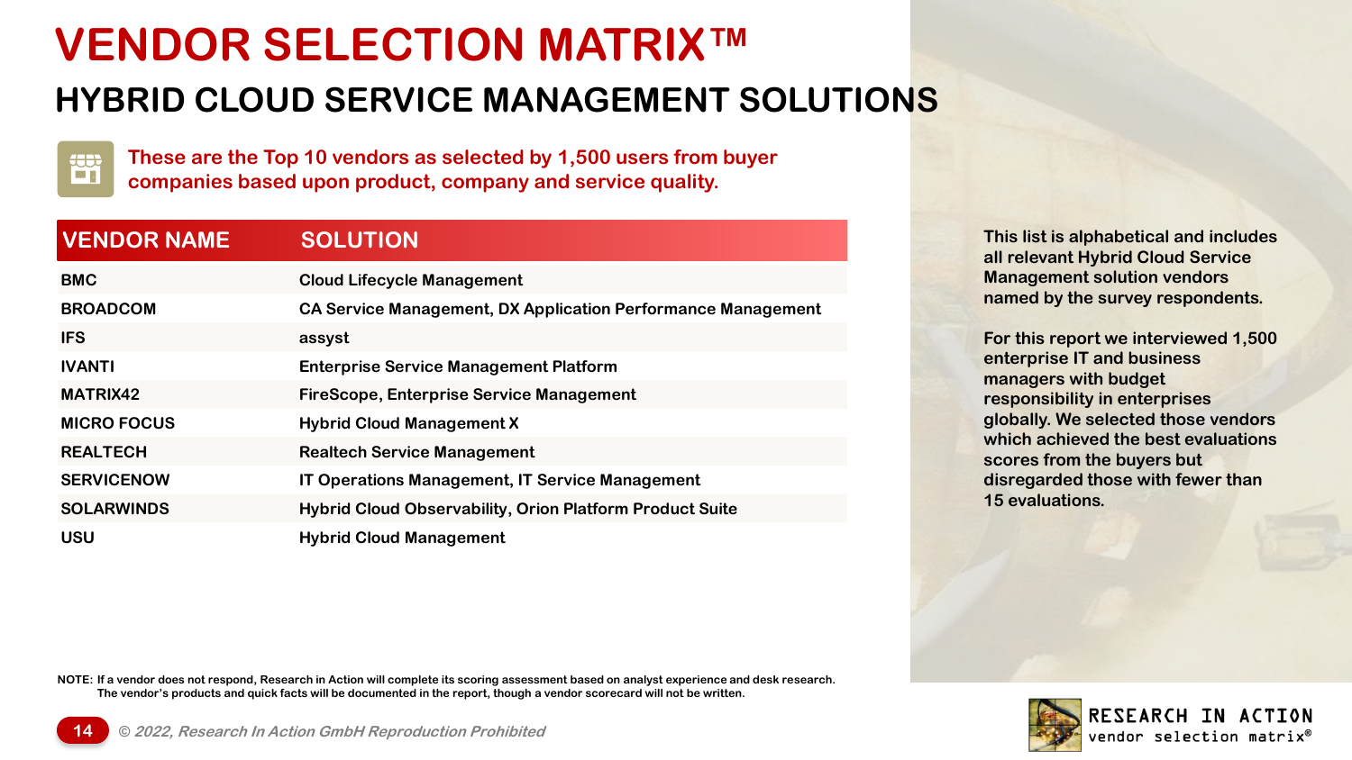# VENDOR SELECTION MATRIX™

## HYBRID CLOUD SERVICE MANAGEMENT SOLUTIONS

**These are the Top 10 vendors as selected by 1,500 users from buyer companies based upon product, company and service quality.**

| VENDOR NAME | SOLUTION |
|---|---|
| BMC | Cloud Lifecycle Management |
| BROADCOM | CA Service Management, DX Application Performance Management |
| IFS | assyst |
| IVANTI | Enterprise Service Management Platform |
| MATRIX42 | FireScope, Enterprise Service Management |
| MICRO FOCUS | Hybrid Cloud Management X |
| REALTECH | Realtech Service Management |
| SERVICENOW | IT Operations Management, IT Service Management |
| SOLARWINDS | Hybrid Cloud Observability, Orion Platform Product Suite |
| USU | Hybrid Cloud Management |

This list is alphabetical and includes all relevant Hybrid Cloud Service Management solution vendors named by the survey respondents.

For this report we interviewed 1,500 enterprise IT and business managers with budget responsibility in enterprises globally. We selected those vendors which achieved the best evaluations scores from the buyers but disregarded those with fewer than 15 evaluations.

NOTE: If a vendor does not respond, Research in Action will complete its scoring assessment based on analyst experience and desk research. The vendor's products and quick facts will be documented in the report, though a vendor scorecard will not be written.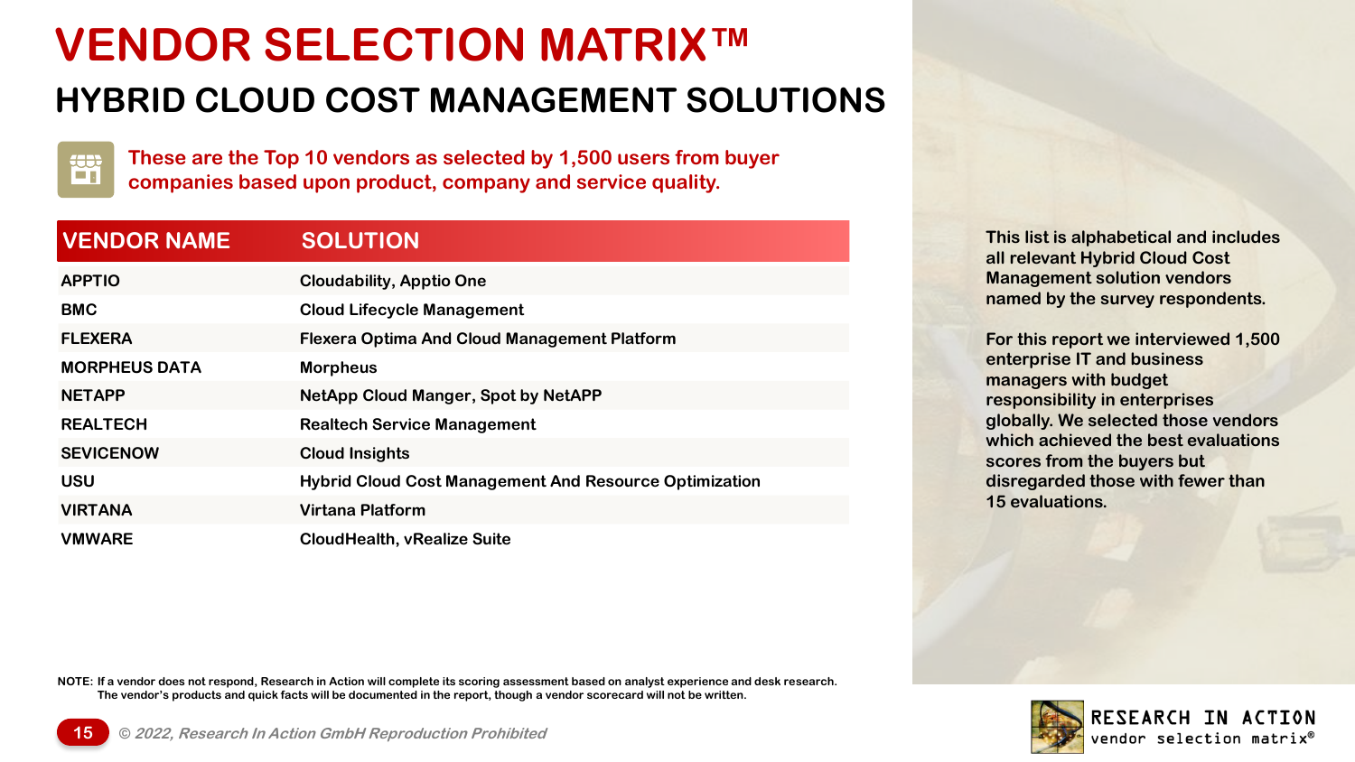# VENDOR SELECTION MATRIX™

## HYBRID CLOUD COST MANAGEMENT SOLUTIONS

**These are the Top 10 vendors as selected by 1,500 users from buyer companies based upon product, company and service quality.**

| VENDOR NAME | SOLUTION |
|---|---|
| APPTIO | Cloudability, Apptio One |
| BMC | Cloud Lifecycle Management |
| FLEXERA | Flexera Optima And Cloud Management Platform |
| MORPHEUS DATA | Morpheus |
| NETAPP | NetApp Cloud Manger, Spot by NetAPP |
| REALTECH | Realtech Service Management |
| SEVICENOW | Cloud Insights |
| USU | Hybrid Cloud Cost Management And Resource Optimization |
| VIRTANA | Virtana Platform |
| VMWARE | CloudHealth, vRealize Suite |

This list is alphabetical and includes all relevant Hybrid Cloud Cost Management solution vendors named by the survey respondents.

For this report we interviewed 1,500 enterprise IT and business managers with budget responsibility in enterprises globally. We selected those vendors which achieved the best evaluations scores from the buyers but disregarded those with fewer than 15 evaluations.

NOTE: If a vendor does not respond, Research in Action will complete its scoring assessment based on analyst experience and desk research. The vendor's products and quick facts will be documented in the report, though a vendor scorecard will not be written.

*© 2022, Research In Action GmbH Reproduction Prohibited*

RESEARCH IN ACTION vendor selection matrix®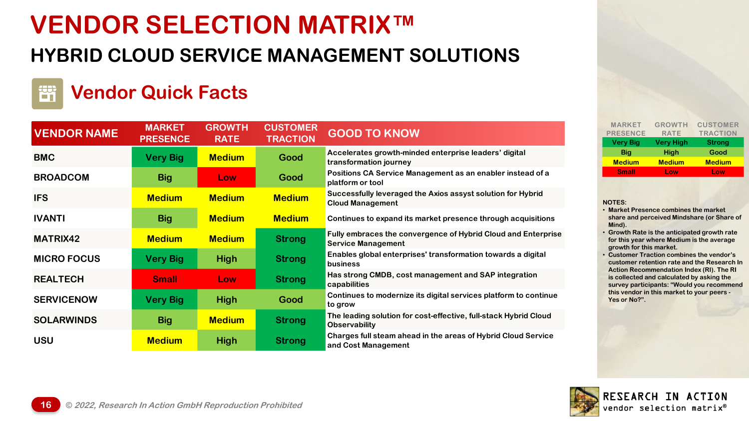# VENDOR SELECTION MATRIX™

## HYBRID CLOUD SERVICE MANAGEMENT SOLUTIONS

### Vendor Quick Facts

| VENDOR NAME | MARKET PRESENCE | GROWTH RATE | CUSTOMER TRACTION | GOOD TO KNOW |
|---|---|---|---|---|
| BMC | Very Big | Medium | Good | Accelerates growth-minded enterprise leaders' digital transformation journey |
| BROADCOM | Big | Low | Good | Positions CA Service Management as an enabler instead of a platform or tool |
| IFS | Medium | Medium | Medium | Successfully leveraged the Axios assyst solution for Hybrid Cloud Management |
| IVANTI | Big | Medium | Medium | Continues to expand its market presence through acquisitions |
| MATRIX42 | Medium | Medium | Strong | Fully embraces the convergence of Hybrid Cloud and Enterprise Service Management |
| MICRO FOCUS | Very Big | High | Strong | Enables global enterprises' transformation towards a digital business |
| REALTECH | Small | Low | Strong | Has strong CMDB, cost management and SAP integration capabilities |
| SERVICENOW | Very Big | High | Good | Continues to modernize its digital services platform to continue to grow |
| SOLARWINDS | Big | Medium | Strong | The leading solution for cost-effective, full-stack Hybrid Cloud Observability |
| USU | Medium | High | Strong | Charges full steam ahead in the areas of Hybrid Cloud Service and Cost Management |

| MARKET PRESENCE | GROWTH RATE | CUSTOMER TRACTION |
|---|---|---|
| Very Big | Very High | Strong |
| Big | High | Good |
| Medium | Medium | Medium |
| Small | Low | Low |

NOTES:

- Market Presence combines the market share and perceived Mindshare (or Share of Mind).
- Growth Rate is the anticipated growth rate for this year where Medium is the average growth for this market.
- Customer Traction combines the vendor's customer retention rate and the Research In Action Recommendation Index (RI). The RI is collected and calculated by asking the survey participants: "Would you recommend this vendor in this market to your peers - Yes or No?".

*© 2022, Research In Action GmbH Reproduction Prohibited*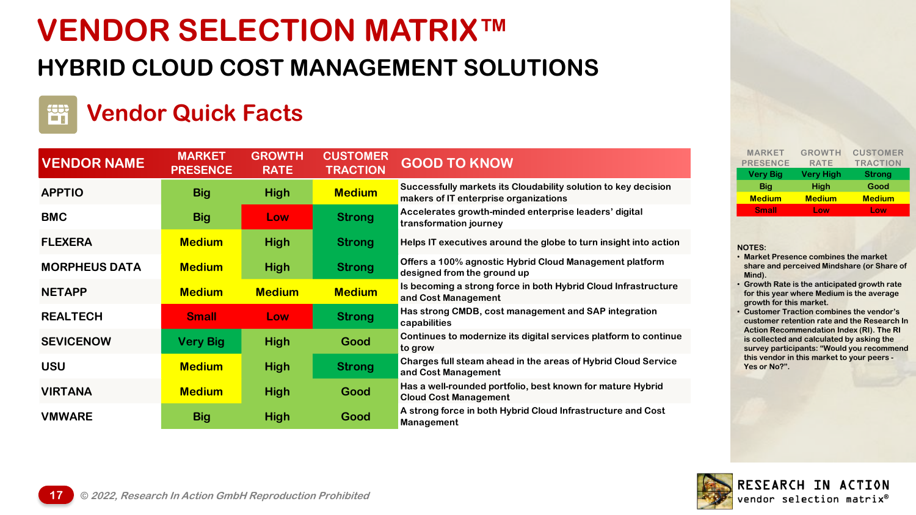# VENDOR SELECTION MATRIX™

## HYBRID CLOUD COST MANAGEMENT SOLUTIONS

### Vendor Quick Facts

| VENDOR NAME | MARKET PRESENCE | GROWTH RATE | CUSTOMER TRACTION | GOOD TO KNOW |
|---|---|---|---|---|
| APPTIO | Big | High | Medium | Successfully markets its Cloudability solution to key decision makers of IT enterprise organizations |
| BMC | Big | Low | Strong | Accelerates growth-minded enterprise leaders' digital transformation journey |
| FLEXERA | Medium | High | Strong | Helps IT executives around the globe to turn insight into action |
| MORPHEUS DATA | Medium | High | Strong | Offers a 100% agnostic Hybrid Cloud Management platform designed from the ground up |
| NETAPP | Medium | Medium | Medium | Is becoming a strong force in both Hybrid Cloud Infrastructure and Cost Management |
| REALTECH | Small | Low | Strong | Has strong CMDB, cost management and SAP integration capabilities |
| SEVICENOW | Very Big | High | Good | Continues to modernize its digital services platform to continue to grow |
| USU | Medium | High | Strong | Charges full steam ahead in the areas of Hybrid Cloud Service and Cost Management |
| VIRTANA | Medium | High | Good | Has a well-rounded portfolio, best known for mature Hybrid Cloud Cost Management |
| VMWARE | Big | High | Good | A strong force in both Hybrid Cloud Infrastructure and Cost Management |

| MARKET PRESENCE | GROWTH RATE | CUSTOMER TRACTION |
|---|---|---|
| Very Big | Very High | Strong |
| Big | High | Good |
| Medium | Medium | Medium |
| Small | Low | Low |

NOTES:

- Market Presence combines the market share and perceived Mindshare (or Share of Mind).
- Growth Rate is the anticipated growth rate for this year where Medium is the average growth for this market.
- Customer Traction combines the vendor's customer retention rate and the Research In Action Recommendation Index (RI). The RI is collected and calculated by asking the survey participants: "Would you recommend this vendor in this market to your peers - Yes or No?".

© 2022, Research In Action GmbH Reproduction Prohibited

RESEARCH IN ACTION vendor selection matrix®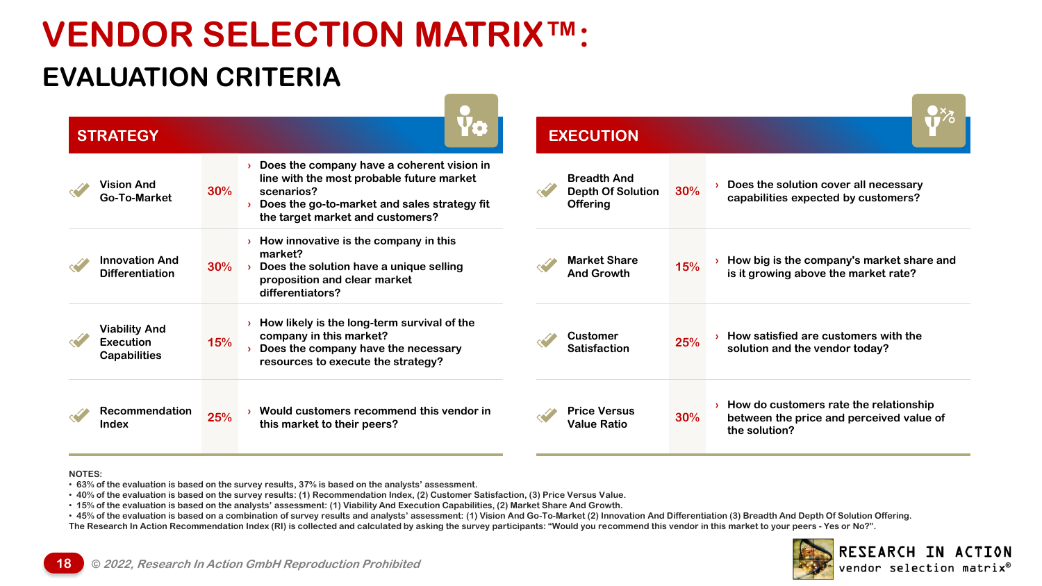# VENDOR SELECTION MATRIX™:

## EVALUATION CRITERIA

### STRATEGY

| Criterion | Weight | Questions |
|---|---|---|
| Vision And Go-To-Market | 30% | › Does the company have a coherent vision in line with the most probable future market scenarios? › Does the go-to-market and sales strategy fit the target market and customers? |
| Innovation And Differentiation | 30% | › How innovative is the company in this market? › Does the solution have a unique selling proposition and clear market differentiators? |
| Viability And Execution Capabilities | 15% | › How likely is the long-term survival of the company in this market? › Does the company have the necessary resources to execute the strategy? |
| Recommendation Index | 25% | › Would customers recommend this vendor in this market to their peers? |

### EXECUTION

| Criterion | Weight | Questions |
|---|---|---|
| Breadth And Depth Of Solution Offering | 30% | › Does the solution cover all necessary capabilities expected by customers? |
| Market Share And Growth | 15% | › How big is the company's market share and is it growing above the market rate? |
| Customer Satisfaction | 25% | › How satisfied are customers with the solution and the vendor today? |
| Price Versus Value Ratio | 30% | › How do customers rate the relationship between the price and perceived value of the solution? |

NOTES:

- 63% of the evaluation is based on the survey results, 37% is based on the analysts' assessment.
- 40% of the evaluation is based on the survey results: (1) Recommendation Index, (2) Customer Satisfaction, (3) Price Versus Value.
- 15% of the evaluation is based on the analysts' assessment: (1) Viability And Execution Capabilities, (2) Market Share And Growth.
- 45% of the evaluation is based on a combination of survey results and analysts' assessment: (1) Vision And Go-To-Market (2) Innovation And Differentiation (3) Breadth And Depth Of Solution Offering.

The Research In Action Recommendation Index (RI) is collected and calculated by asking the survey participants: "Would you recommend this vendor in this market to your peers - Yes or No?".

© 2022, Research In Action GmbH Reproduction Prohibited

RESEARCH IN ACTION vendor selection matrix®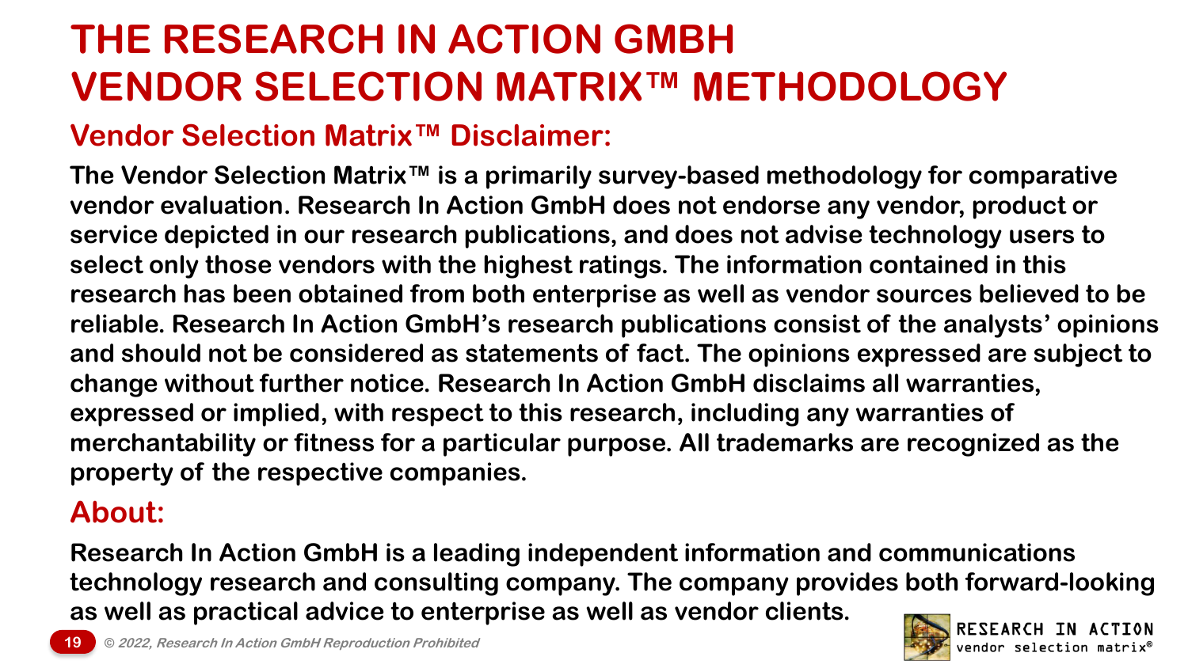# THE RESEARCH IN ACTION GMBH VENDOR SELECTION MATRIX™ METHODOLOGY

## Vendor Selection Matrix™ Disclaimer:

**The Vendor Selection Matrix™ is a primarily survey-based methodology for comparative vendor evaluation. Research In Action GmbH does not endorse any vendor, product or service depicted in our research publications, and does not advise technology users to select only those vendors with the highest ratings. The information contained in this research has been obtained from both enterprise as well as vendor sources believed to be reliable. Research In Action GmbH's research publications consist of the analysts' opinions and should not be considered as statements of fact. The opinions expressed are subject to change without further notice. Research In Action GmbH disclaims all warranties, expressed or implied, with respect to this research, including any warranties of merchantability or fitness for a particular purpose. All trademarks are recognized as the property of the respective companies.**

## About:

**Research In Action GmbH is a leading independent information and communications technology research and consulting company. The company provides both forward-looking as well as practical advice to enterprise as well as vendor clients.**

*© 2022, Research In Action GmbH Reproduction Prohibited*

RESEARCH IN ACTION
vendor selection matrix®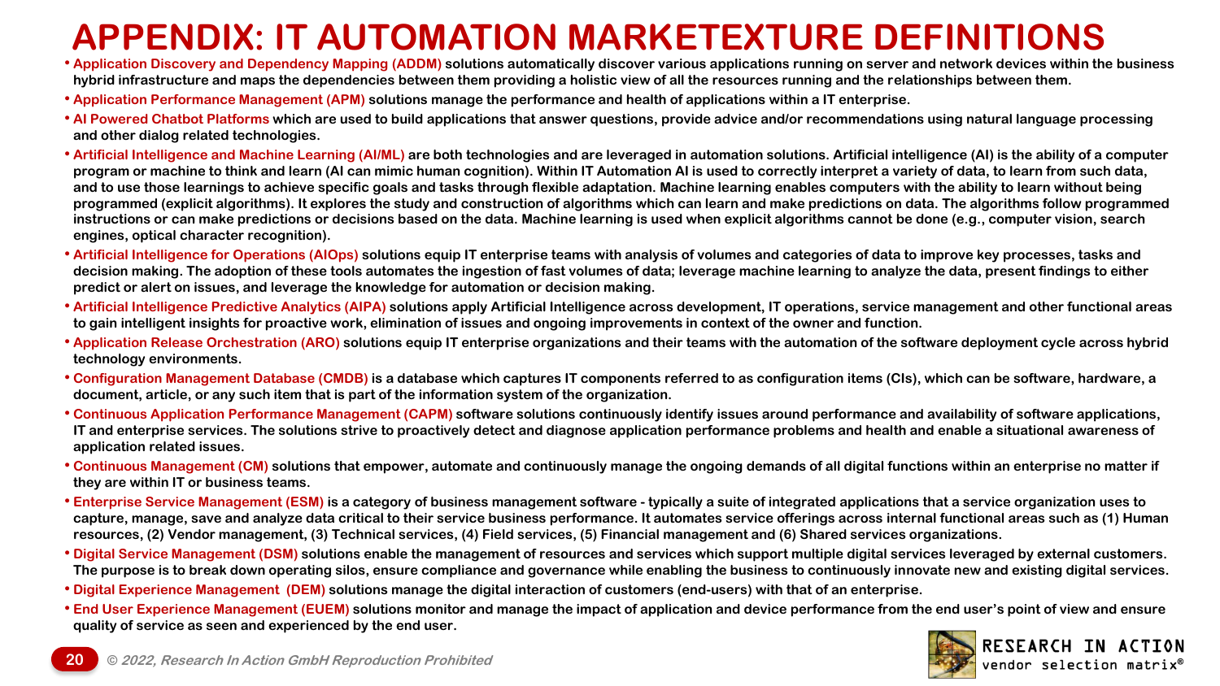# APPENDIX: IT AUTOMATION MARKETEXTURE DEFINITIONS

- **Application Discovery and Dependency Mapping (ADDM)** solutions automatically discover various applications running on server and network devices within the business hybrid infrastructure and maps the dependencies between them providing a holistic view of all the resources running and the relationships between them.
- **Application Performance Management (APM)** solutions manage the performance and health of applications within a IT enterprise.
- **AI Powered Chatbot Platforms** which are used to build applications that answer questions, provide advice and/or recommendations using natural language processing and other dialog related technologies.
- **Artificial Intelligence and Machine Learning (AI/ML)** are both technologies and are leveraged in automation solutions. Artificial intelligence (AI) is the ability of a computer program or machine to think and learn (AI can mimic human cognition). Within IT Automation AI is used to correctly interpret a variety of data, to learn from such data, and to use those learnings to achieve specific goals and tasks through flexible adaptation. Machine learning enables computers with the ability to learn without being programmed (explicit algorithms). It explores the study and construction of algorithms which can learn and make predictions on data. The algorithms follow programmed instructions or can make predictions or decisions based on the data. Machine learning is used when explicit algorithms cannot be done (e.g., computer vision, search engines, optical character recognition).
- **Artificial Intelligence for Operations (AIOps)** solutions equip IT enterprise teams with analysis of volumes and categories of data to improve key processes, tasks and decision making. The adoption of these tools automates the ingestion of fast volumes of data; leverage machine learning to analyze the data, present findings to either predict or alert on issues, and leverage the knowledge for automation or decision making.
- **Artificial Intelligence Predictive Analytics (AIPA)** solutions apply Artificial Intelligence across development, IT operations, service management and other functional areas to gain intelligent insights for proactive work, elimination of issues and ongoing improvements in context of the owner and function.
- **Application Release Orchestration (ARO)** solutions equip IT enterprise organizations and their teams with the automation of the software deployment cycle across hybrid technology environments.
- **Configuration Management Database (CMDB)** is a database which captures IT components referred to as configuration items (CIs), which can be software, hardware, a document, article, or any such item that is part of the information system of the organization.
- **Continuous Application Performance Management (CAPM)** software solutions continuously identify issues around performance and availability of software applications, IT and enterprise services. The solutions strive to proactively detect and diagnose application performance problems and health and enable a situational awareness of application related issues.
- **Continuous Management (CM)** solutions that empower, automate and continuously manage the ongoing demands of all digital functions within an enterprise no matter if they are within IT or business teams.
- **Enterprise Service Management (ESM)** is a category of business management software - typically a suite of integrated applications that a service organization uses to capture, manage, save and analyze data critical to their service business performance. It automates service offerings across internal functional areas such as (1) Human resources, (2) Vendor management, (3) Technical services, (4) Field services, (5) Financial management and (6) Shared services organizations.
- **Digital Service Management (DSM)** solutions enable the management of resources and services which support multiple digital services leveraged by external customers. The purpose is to break down operating silos, ensure compliance and governance while enabling the business to continuously innovate new and existing digital services.
- **Digital Experience Management (DEM)** solutions manage the digital interaction of customers (end-users) with that of an enterprise.
- **End User Experience Management (EUEM)** solutions monitor and manage the impact of application and device performance from the end user's point of view and ensure quality of service as seen and experienced by the end user.

*© 2022, Research In Action GmbH Reproduction Prohibited*

RESEARCH IN ACTION vendor selection matrix®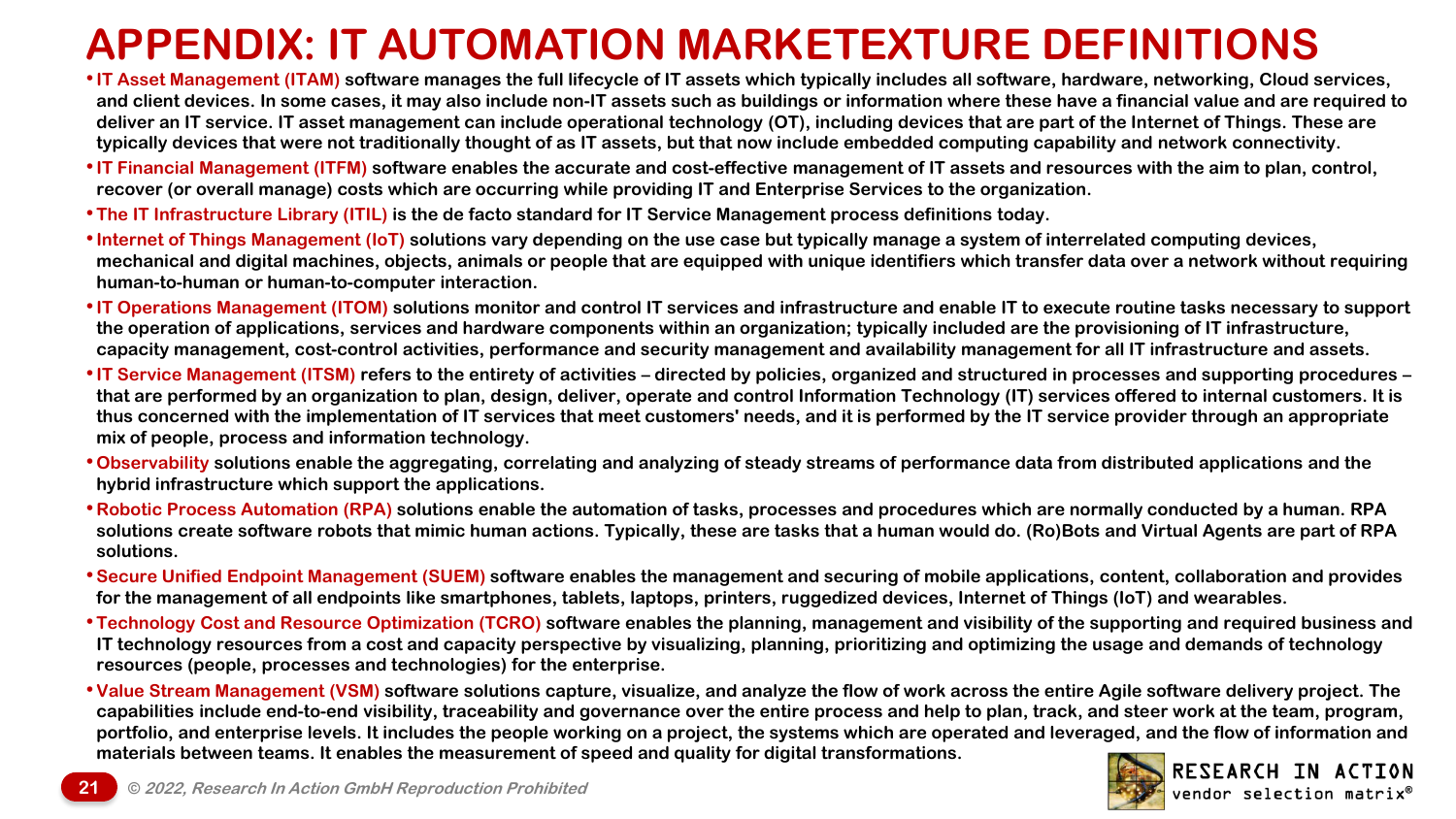# APPENDIX: IT AUTOMATION MARKETEXTURE DEFINITIONS

- **IT Asset Management (ITAM)** software manages the full lifecycle of IT assets which typically includes all software, hardware, networking, Cloud services, and client devices. In some cases, it may also include non-IT assets such as buildings or information where these have a financial value and are required to deliver an IT service. IT asset management can include operational technology (OT), including devices that are part of the Internet of Things. These are typically devices that were not traditionally thought of as IT assets, but that now include embedded computing capability and network connectivity.
- **IT Financial Management (ITFM)** software enables the accurate and cost-effective management of IT assets and resources with the aim to plan, control, recover (or overall manage) costs which are occurring while providing IT and Enterprise Services to the organization.
- **The IT Infrastructure Library (ITIL)** is the de facto standard for IT Service Management process definitions today.
- **Internet of Things Management (IoT)** solutions vary depending on the use case but typically manage a system of interrelated computing devices, mechanical and digital machines, objects, animals or people that are equipped with unique identifiers which transfer data over a network without requiring human-to-human or human-to-computer interaction.
- **IT Operations Management (ITOM)** solutions monitor and control IT services and infrastructure and enable IT to execute routine tasks necessary to support the operation of applications, services and hardware components within an organization; typically included are the provisioning of IT infrastructure, capacity management, cost-control activities, performance and security management and availability management for all IT infrastructure and assets.
- **IT Service Management (ITSM)** refers to the entirety of activities – directed by policies, organized and structured in processes and supporting procedures – that are performed by an organization to plan, design, deliver, operate and control Information Technology (IT) services offered to internal customers. It is thus concerned with the implementation of IT services that meet customers' needs, and it is performed by the IT service provider through an appropriate mix of people, process and information technology.
- **Observability** solutions enable the aggregating, correlating and analyzing of steady streams of performance data from distributed applications and the hybrid infrastructure which support the applications.
- **Robotic Process Automation (RPA)** solutions enable the automation of tasks, processes and procedures which are normally conducted by a human. RPA solutions create software robots that mimic human actions. Typically, these are tasks that a human would do. (Ro)Bots and Virtual Agents are part of RPA solutions.
- **Secure Unified Endpoint Management (SUEM)** software enables the management and securing of mobile applications, content, collaboration and provides for the management of all endpoints like smartphones, tablets, laptops, printers, ruggedized devices, Internet of Things (IoT) and wearables.
- **Technology Cost and Resource Optimization (TCRO)** software enables the planning, management and visibility of the supporting and required business and IT technology resources from a cost and capacity perspective by visualizing, planning, prioritizing and optimizing the usage and demands of technology resources (people, processes and technologies) for the enterprise.
- **Value Stream Management (VSM)** software solutions capture, visualize, and analyze the flow of work across the entire Agile software delivery project. The capabilities include end-to-end visibility, traceability and governance over the entire process and help to plan, track, and steer work at the team, program, portfolio, and enterprise levels. It includes the people working on a project, the systems which are operated and leveraged, and the flow of information and materials between teams. It enables the measurement of speed and quality for digital transformations.

*© 2022, Research In Action GmbH Reproduction Prohibited*

RESEARCH IN ACTION vendor selection matrix®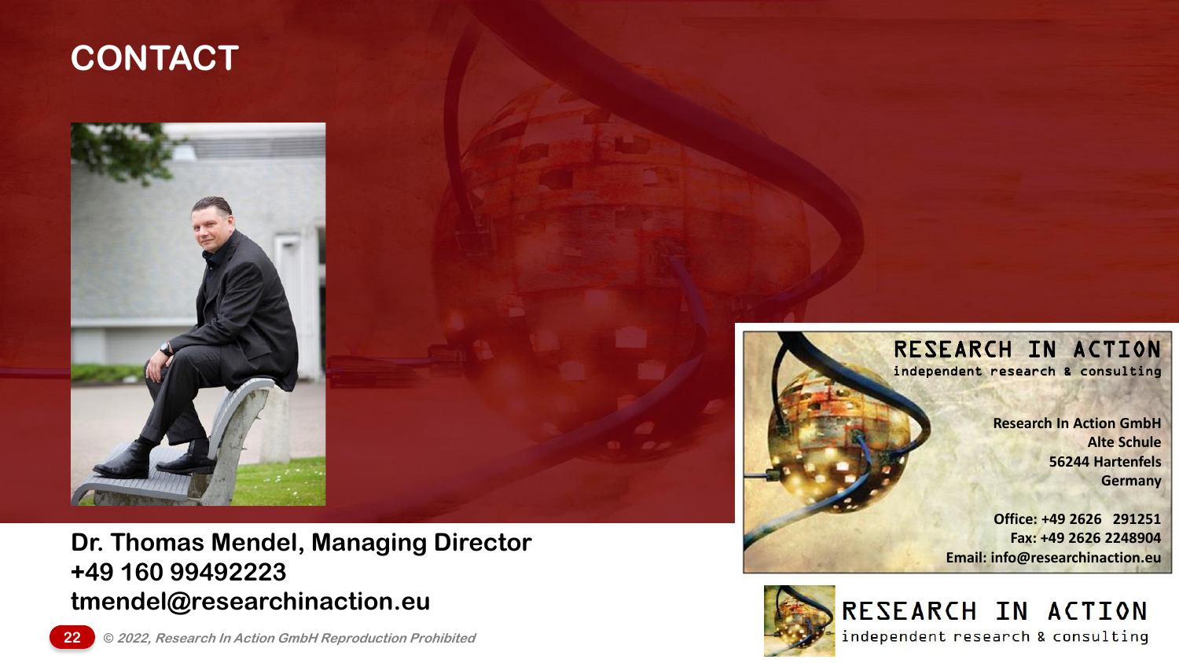# CONTACT

**Dr. Thomas Mendel, Managing Director**
**+49 160 99492223**
**tmendel@researchinaction.eu**

RESEARCH IN ACTION
independent research & consulting

**Research In Action GmbH**
**Alte Schule**
**56244 Hartenfels**
**Germany**

**Office: +49 2626 291251**
**Fax: +49 2626 2248904**
**Email: info@researchinaction.eu**

RESEARCH IN ACTION
independent research & consulting

*© 2022, Research In Action GmbH Reproduction Prohibited*